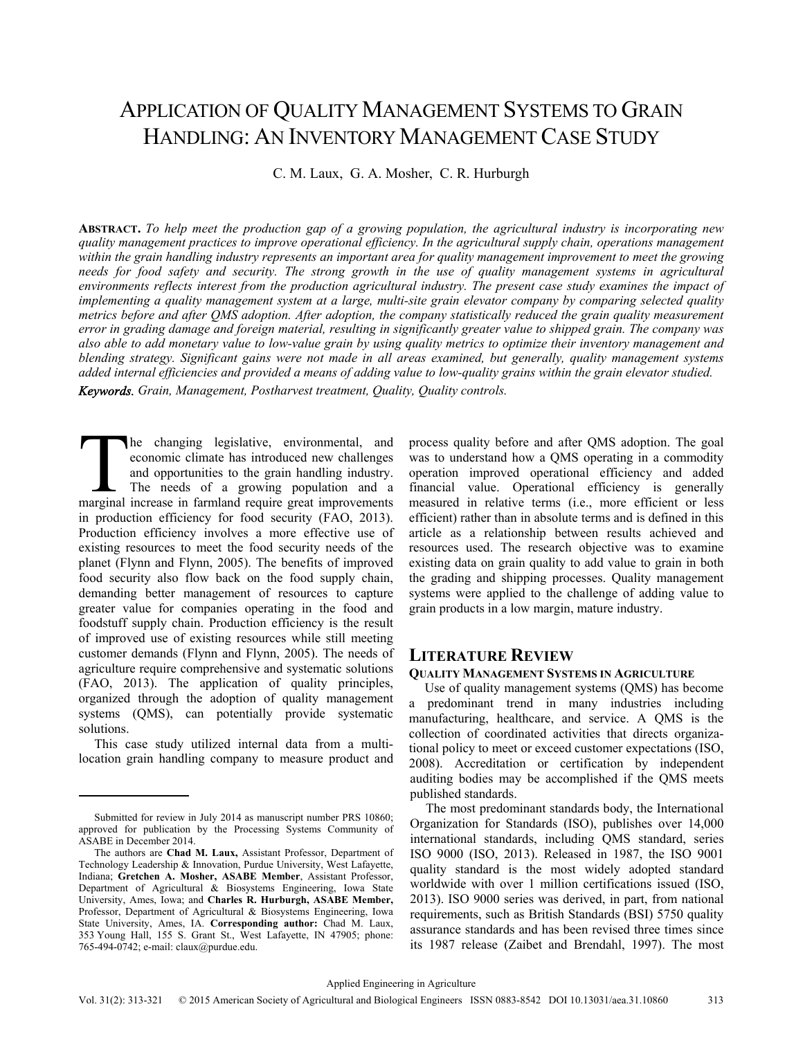# APPLICATION OF QUALITY MANAGEMENT SYSTEMS TO GRAIN HANDLING: AN INVENTORY MANAGEMENT CASE STUDY

C. M. Laux, G. A. Mosher, C. R. Hurburgh

**ABSTRACT.** *To help meet the production gap of a growing population, the agricultural industry is incorporating new quality management practices to improve operational efficiency. In the agricultural supply chain, operations management within the grain handling industry represents an important area for quality management improvement to meet the growing needs for food safety and security. The strong growth in the use of quality management systems in agricultural environments reflects interest from the production agricultural industry. The present case study examines the impact of implementing a quality management system at a large, multi-site grain elevator company by comparing selected quality metrics before and after QMS adoption. After adoption, the company statistically reduced the grain quality measurement error in grading damage and foreign material, resulting in significantly greater value to shipped grain. The company was also able to add monetary value to low-value grain by using quality metrics to optimize their inventory management and blending strategy. Significant gains were not made in all areas examined, but generally, quality management systems added internal efficiencies and provided a means of adding value to low-quality grains within the grain elevator studied.*

***Keywords.*** *Grain, Management, Postharvest treatment, Quality, Quality controls.*

The changing legislative, environmental, and economic climate has introduced new challenges and opportunities to the grain handling industry. The needs of a growing population and a marginal increase in farmland require great improvements in production efficiency for food security (FAO, 2013). Production efficiency involves a more effective use of existing resources to meet the food security needs of the planet (Flynn and Flynn, 2005). The benefits of improved food security also flow back on the food supply chain, demanding better management of resources to capture greater value for companies operating in the food and foodstuff supply chain. Production efficiency is the result of improved use of existing resources while still meeting customer demands (Flynn and Flynn, 2005). The needs of agriculture require comprehensive and systematic solutions (FAO, 2013). The application of quality principles, organized through the adoption of quality management systems (QMS), can potentially provide systematic solutions.

This case study utilized internal data from a multi-location grain handling company to measure product and process quality before and after QMS adoption. The goal was to understand how a QMS operating in a commodity operation improved operational efficiency and added financial value. Operational efficiency is generally measured in relative terms (i.e., more efficient or less efficient) rather than in absolute terms and is defined in this article as a relationship between results achieved and resources used. The research objective was to examine existing data on grain quality to add value to grain in both the grading and shipping processes. Quality management systems were applied to the challenge of adding value to grain products in a low margin, mature industry.

## LITERATURE REVIEW

### QUALITY MANAGEMENT SYSTEMS IN AGRICULTURE

Use of quality management systems (QMS) has become a predominant trend in many industries including manufacturing, healthcare, and service. A QMS is the collection of coordinated activities that directs organizational policy to meet or exceed customer expectations (ISO, 2008). Accreditation or certification by independent auditing bodies may be accomplished if the QMS meets published standards.

The most predominant standards body, the International Organization for Standards (ISO), publishes over 14,000 international standards, including QMS standard, series ISO 9000 (ISO, 2013). Released in 1987, the ISO 9001 quality standard is the most widely adopted standard worldwide with over 1 million certifications issued (ISO, 2013). ISO 9000 series was derived, in part, from national requirements, such as British Standards (BSI) 5750 quality assurance standards and has been revised three times since its 1987 release (Zaibet and Brendahl, 1997). The most

---

Submitted for review in July 2014 as manuscript number PRS 10860; approved for publication by the Processing Systems Community of ASABE in December 2014.

The authors are **Chad M. Laux,** Assistant Professor, Department of Technology Leadership & Innovation, Purdue University, West Lafayette, Indiana; **Gretchen A. Mosher, ASABE Member**, Assistant Professor, Department of Agricultural & Biosystems Engineering, Iowa State University, Ames, Iowa; and **Charles R. Hurburgh, ASABE Member,** Professor, Department of Agricultural & Biosystems Engineering, Iowa State University, Ames, IA. **Corresponding author:** Chad M. Laux, 353 Young Hall, 155 S. Grant St., West Lafayette, IN 47905; phone: 765-494-0742; e-mail: claux@purdue.edu.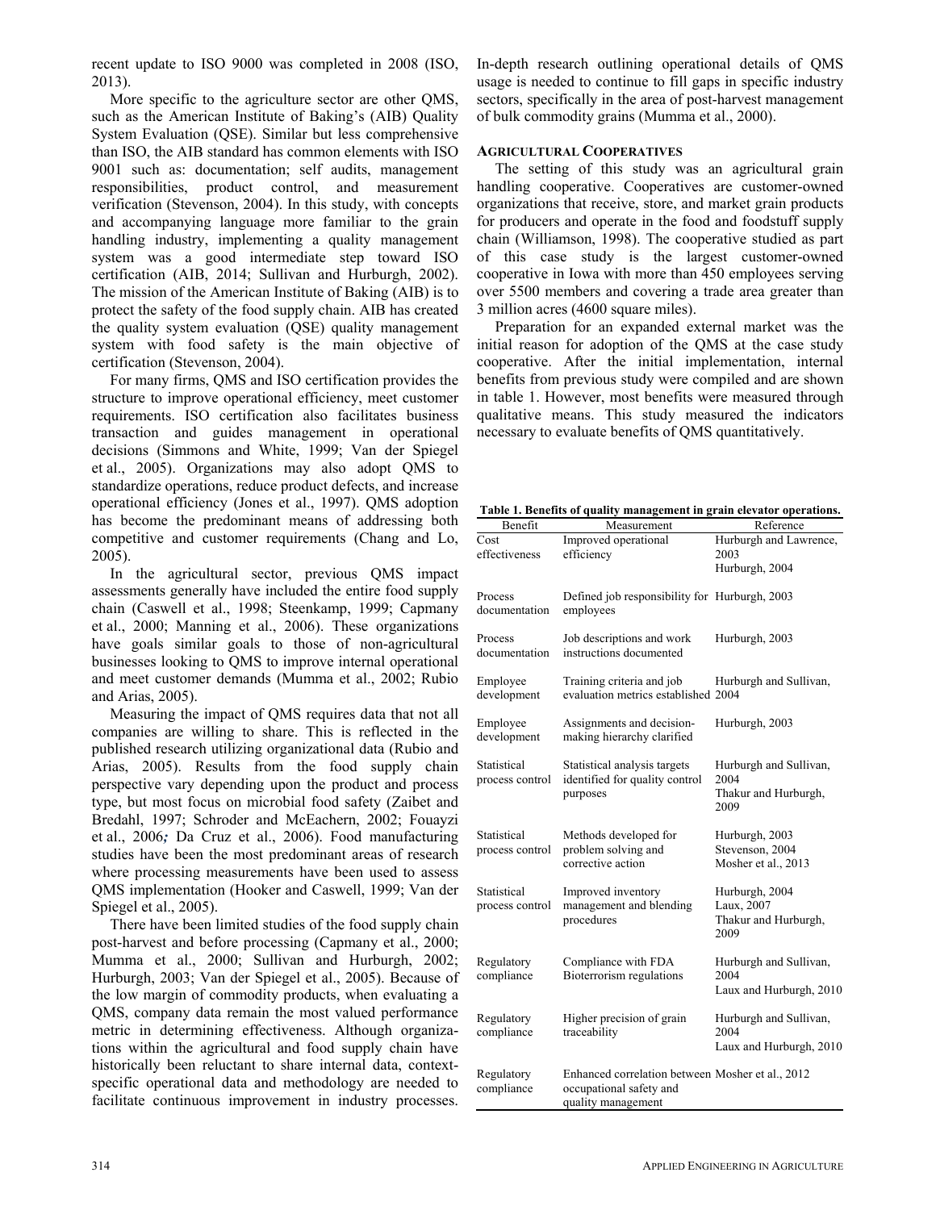recent update to ISO 9000 was completed in 2008 (ISO, 2013).

More specific to the agriculture sector are other QMS, such as the American Institute of Baking's (AIB) Quality System Evaluation (QSE). Similar but less comprehensive than ISO, the AIB standard has common elements with ISO 9001 such as: documentation; self audits, management responsibilities, product control, and measurement verification (Stevenson, 2004). In this study, with concepts and accompanying language more familiar to the grain handling industry, implementing a quality management system was a good intermediate step toward ISO certification (AIB, 2014; Sullivan and Hurburgh, 2002). The mission of the American Institute of Baking (AIB) is to protect the safety of the food supply chain. AIB has created the quality system evaluation (QSE) quality management system with food safety is the main objective of certification (Stevenson, 2004).

For many firms, QMS and ISO certification provides the structure to improve operational efficiency, meet customer requirements. ISO certification also facilitates business transaction and guides management in operational decisions (Simmons and White, 1999; Van der Spiegel et al., 2005). Organizations may also adopt QMS to standardize operations, reduce product defects, and increase operational efficiency (Jones et al., 1997). QMS adoption has become the predominant means of addressing both competitive and customer requirements (Chang and Lo, 2005).

In the agricultural sector, previous QMS impact assessments generally have included the entire food supply chain (Caswell et al., 1998; Steenkamp, 1999; Capmany et al., 2000; Manning et al., 2006). These organizations have goals similar goals to those of non-agricultural businesses looking to QMS to improve internal operational and meet customer demands (Mumma et al., 2002; Rubio and Arias, 2005).

Measuring the impact of QMS requires data that not all companies are willing to share. This is reflected in the published research utilizing organizational data (Rubio and Arias, 2005). Results from the food supply chain perspective vary depending upon the product and process type, but most focus on microbial food safety (Zaibet and Bredahl, 1997; Schroder and McEachern, 2002; Fouayzi et al., 2006; Da Cruz et al., 2006). Food manufacturing studies have been the most predominant areas of research where processing measurements have been used to assess QMS implementation (Hooker and Caswell, 1999; Van der Spiegel et al., 2005).

There have been limited studies of the food supply chain post-harvest and before processing (Capmany et al., 2000; Mumma et al., 2000; Sullivan and Hurburgh, 2002; Hurburgh, 2003; Van der Spiegel et al., 2005). Because of the low margin of commodity products, when evaluating a QMS, company data remain the most valued performance metric in determining effectiveness. Although organizations within the agricultural and food supply chain have historically been reluctant to share internal data, context-specific operational data and methodology are needed to facilitate continuous improvement in industry processes. In-depth research outlining operational details of QMS usage is needed to continue to fill gaps in specific industry sectors, specifically in the area of post-harvest management of bulk commodity grains (Mumma et al., 2000).

### Agricultural Cooperatives

The setting of this study was an agricultural grain handling cooperative. Cooperatives are customer-owned organizations that receive, store, and market grain products for producers and operate in the food and foodstuff supply chain (Williamson, 1998). The cooperative studied as part of this case study is the largest customer-owned cooperative in Iowa with more than 450 employees serving over 5500 members and covering a trade area greater than 3 million acres (4600 square miles).

Preparation for an expanded external market was the initial reason for adoption of the QMS at the case study cooperative. After the initial implementation, internal benefits from previous study were compiled and are shown in table 1. However, most benefits were measured through qualitative means. This study measured the indicators necessary to evaluate benefits of QMS quantitatively.

**Table 1. Benefits of quality management in grain elevator operations.**

| Benefit | Measurement | Reference |
|---|---|---|
| Cost effectiveness | Improved operational efficiency | Hurburgh and Lawrence, 2003; Hurburgh, 2004 |
| Process documentation | Defined job responsibility for employees | Hurburgh, 2003 |
| Process documentation | Job descriptions and work instructions documented | Hurburgh, 2003 |
| Employee development | Training criteria and job evaluation metrics established | Hurburgh and Sullivan, 2004 |
| Employee development | Assignments and decision-making hierarchy clarified | Hurburgh, 2003 |
| Statistical process control | Statistical analysis targets identified for quality control purposes | Hurburgh and Sullivan, 2004; Thakur and Hurburgh, 2009 |
| Statistical process control | Methods developed for problem solving and corrective action | Hurburgh, 2003; Stevenson, 2004; Mosher et al., 2013 |
| Statistical process control | Improved inventory management and blending procedures | Hurburgh, 2004; Laux, 2007; Thakur and Hurburgh, 2009 |
| Regulatory compliance | Compliance with FDA Bioterrorism regulations | Hurburgh and Sullivan, 2004; Laux and Hurburgh, 2010 |
| Regulatory compliance | Higher precision of grain traceability | Hurburgh and Sullivan, 2004; Laux and Hurburgh, 2010 |
| Regulatory compliance | Enhanced correlation between occupational safety and quality management | Mosher et al., 2012 |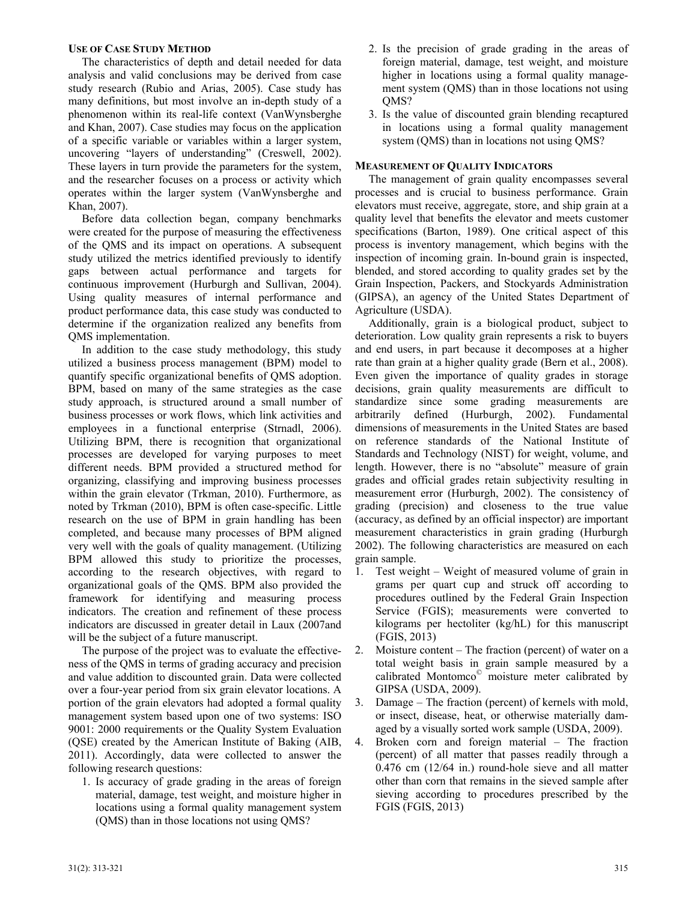### Use of Case Study Method

The characteristics of depth and detail needed for data analysis and valid conclusions may be derived from case study research (Rubio and Arias, 2005). Case study has many definitions, but most involve an in-depth study of a phenomenon within its real-life context (VanWynsberghe and Khan, 2007). Case studies may focus on the application of a specific variable or variables within a larger system, uncovering "layers of understanding" (Creswell, 2002). These layers in turn provide the parameters for the system, and the researcher focuses on a process or activity which operates within the larger system (VanWynsberghe and Khan, 2007).

Before data collection began, company benchmarks were created for the purpose of measuring the effectiveness of the QMS and its impact on operations. A subsequent study utilized the metrics identified previously to identify gaps between actual performance and targets for continuous improvement (Hurburgh and Sullivan, 2004). Using quality measures of internal performance and product performance data, this case study was conducted to determine if the organization realized any benefits from QMS implementation.

In addition to the case study methodology, this study utilized a business process management (BPM) model to quantify specific organizational benefits of QMS adoption. BPM, based on many of the same strategies as the case study approach, is structured around a small number of business processes or work flows, which link activities and employees in a functional enterprise (Strnadl, 2006). Utilizing BPM, there is recognition that organizational processes are developed for varying purposes to meet different needs. BPM provided a structured method for organizing, classifying and improving business processes within the grain elevator (Trkman, 2010). Furthermore, as noted by Trkman (2010), BPM is often case-specific. Little research on the use of BPM in grain handling has been completed, and because many processes of BPM aligned very well with the goals of quality management. (Utilizing BPM allowed this study to prioritize the processes, according to the research objectives, with regard to organizational goals of the QMS. BPM also provided the framework for identifying and measuring process indicators. The creation and refinement of these process indicators are discussed in greater detail in Laux (2007and will be the subject of a future manuscript.

The purpose of the project was to evaluate the effectiveness of the QMS in terms of grading accuracy and precision and value addition to discounted grain. Data were collected over a four-year period from six grain elevator locations. A portion of the grain elevators had adopted a formal quality management system based upon one of two systems: ISO 9001: 2000 requirements or the Quality System Evaluation (QSE) created by the American Institute of Baking (AIB, 2011). Accordingly, data were collected to answer the following research questions:

1. Is accuracy of grade grading in the areas of foreign material, damage, test weight, and moisture higher in locations using a formal quality management system (QMS) than in those locations not using QMS?
2. Is the precision of grade grading in the areas of foreign material, damage, test weight, and moisture higher in locations using a formal quality management system (QMS) than in those locations not using QMS?
3. Is the value of discounted grain blending recaptured in locations using a formal quality management system (QMS) than in locations not using QMS?

### Measurement of Quality Indicators

The management of grain quality encompasses several processes and is crucial to business performance. Grain elevators must receive, aggregate, store, and ship grain at a quality level that benefits the elevator and meets customer specifications (Barton, 1989). One critical aspect of this process is inventory management, which begins with the inspection of incoming grain. In-bound grain is inspected, blended, and stored according to quality grades set by the Grain Inspection, Packers, and Stockyards Administration (GIPSA), an agency of the United States Department of Agriculture (USDA).

Additionally, grain is a biological product, subject to deterioration. Low quality grain represents a risk to buyers and end users, in part because it decomposes at a higher rate than grain at a higher quality grade (Bern et al., 2008). Even given the importance of quality grades in storage decisions, grain quality measurements are difficult to standardize since some grading measurements are arbitrarily defined (Hurburgh, 2002). Fundamental dimensions of measurements in the United States are based on reference standards of the National Institute of Standards and Technology (NIST) for weight, volume, and length. However, there is no "absolute" measure of grain grades and official grades retain subjectivity resulting in measurement error (Hurburgh, 2002). The consistency of grading (precision) and closeness to the true value (accuracy, as defined by an official inspector) are important measurement characteristics in grain grading (Hurburgh 2002). The following characteristics are measured on each grain sample.

1. Test weight – Weight of measured volume of grain in grams per quart cup and struck off according to procedures outlined by the Federal Grain Inspection Service (FGIS); measurements were converted to kilograms per hectoliter (kg/hL) for this manuscript (FGIS, 2013)
2. Moisture content – The fraction (percent) of water on a total weight basis in grain sample measured by a calibrated Montomco© moisture meter calibrated by GIPSA (USDA, 2009).
3. Damage – The fraction (percent) of kernels with mold, or insect, disease, heat, or otherwise materially damaged by a visually sorted work sample (USDA, 2009).
4. Broken corn and foreign material – The fraction (percent) of all matter that passes readily through a 0.476 cm (12/64 in.) round-hole sieve and all matter other than corn that remains in the sieved sample after sieving according to procedures prescribed by the FGIS (FGIS, 2013)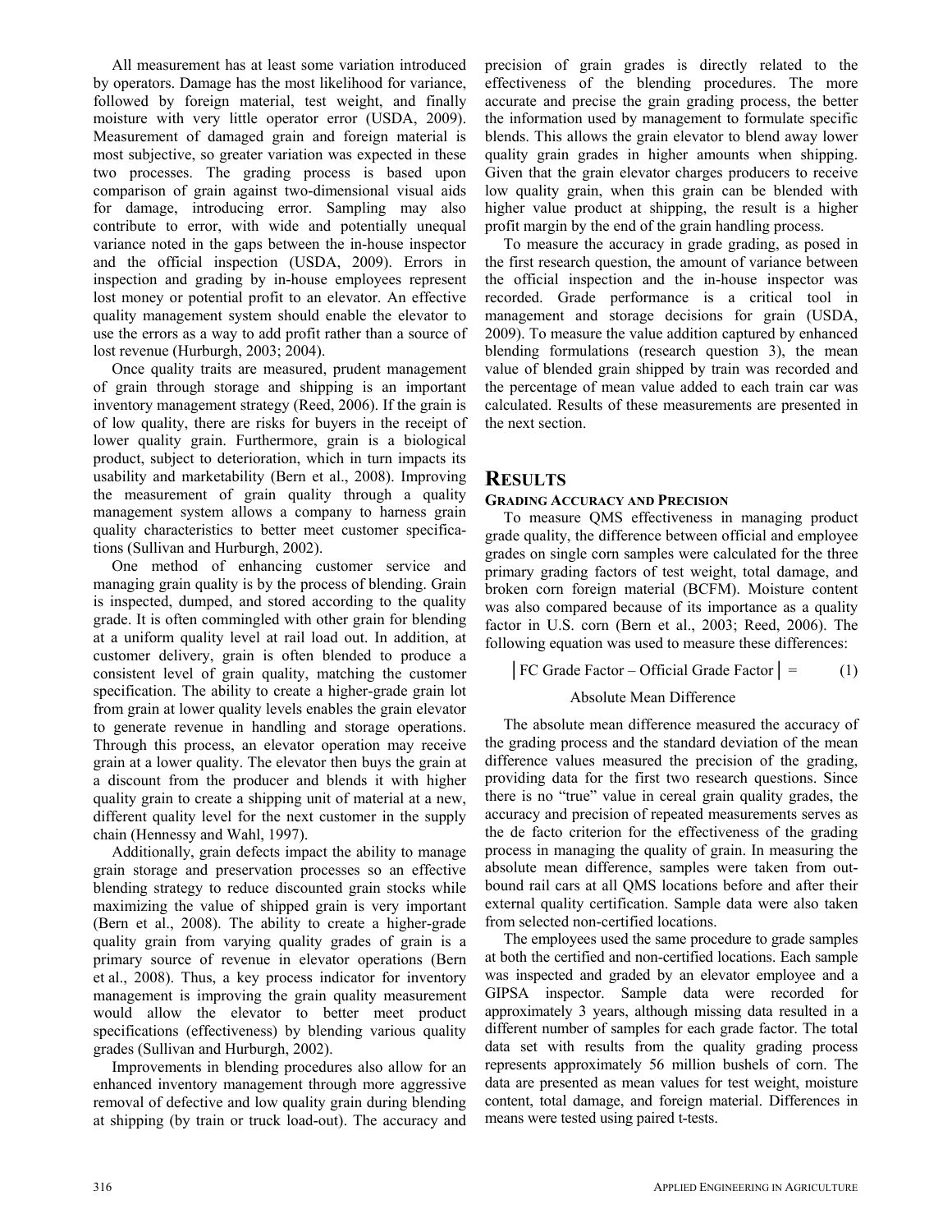All measurement has at least some variation introduced by operators. Damage has the most likelihood for variance, followed by foreign material, test weight, and finally moisture with very little operator error (USDA, 2009). Measurement of damaged grain and foreign material is most subjective, so greater variation was expected in these two processes. The grading process is based upon comparison of grain against two-dimensional visual aids for damage, introducing error. Sampling may also contribute to error, with wide and potentially unequal variance noted in the gaps between the in-house inspector and the official inspection (USDA, 2009). Errors in inspection and grading by in-house employees represent lost money or potential profit to an elevator. An effective quality management system should enable the elevator to use the errors as a way to add profit rather than a source of lost revenue (Hurburgh, 2003; 2004).

Once quality traits are measured, prudent management of grain through storage and shipping is an important inventory management strategy (Reed, 2006). If the grain is of low quality, there are risks for buyers in the receipt of lower quality grain. Furthermore, grain is a biological product, subject to deterioration, which in turn impacts its usability and marketability (Bern et al., 2008). Improving the measurement of grain quality through a quality management system allows a company to harness grain quality characteristics to better meet customer specifications (Sullivan and Hurburgh, 2002).

One method of enhancing customer service and managing grain quality is by the process of blending. Grain is inspected, dumped, and stored according to the quality grade. It is often commingled with other grain for blending at a uniform quality level at rail load out. In addition, at customer delivery, grain is often blended to produce a consistent level of grain quality, matching the customer specification. The ability to create a higher-grade grain lot from grain at lower quality levels enables the grain elevator to generate revenue in handling and storage operations. Through this process, an elevator operation may receive grain at a lower quality. The elevator then buys the grain at a discount from the producer and blends it with higher quality grain to create a shipping unit of material at a new, different quality level for the next customer in the supply chain (Hennessy and Wahl, 1997).

Additionally, grain defects impact the ability to manage grain storage and preservation processes so an effective blending strategy to reduce discounted grain stocks while maximizing the value of shipped grain is very important (Bern et al., 2008). The ability to create a higher-grade quality grain from varying quality grades of grain is a primary source of revenue in elevator operations (Bern et al., 2008). Thus, a key process indicator for inventory management would allow the elevator to better meet product specifications (effectiveness) by blending various quality grades (Sullivan and Hurburgh, 2002).

Improvements in blending procedures also allow for an enhanced inventory management through more aggressive removal of defective and low quality grain during blending at shipping (by train or truck load-out). The accuracy and precision of grain grades is directly related to the effectiveness of the blending procedures. The more accurate and precise the grain grading process, the better the information used by management to formulate specific blends. This allows the grain elevator to blend away lower quality grain grades in higher amounts when shipping. Given that the grain elevator charges producers to receive low quality grain, when this grain can be blended with higher value product at shipping, the result is a higher profit margin by the end of the grain handling process.

To measure the accuracy in grade grading, as posed in the first research question, the amount of variance between the official inspection and the in-house inspector was recorded. Grade performance is a critical tool in management and storage decisions for grain (USDA, 2009). To measure the value addition captured by enhanced blending formulations (research question 3), the mean value of blended grain shipped by train was recorded and the percentage of mean value added to each train car was calculated. Results of these measurements are presented in the next section.

# RESULTS

## GRADING ACCURACY AND PRECISION

To measure QMS effectiveness in managing product grade quality, the difference between official and employee grades on single corn samples were calculated for the three primary grading factors of test weight, total damage, and broken corn foreign material (BCFM). Moisture content was also compared because of its importance as a quality factor in U.S. corn (Bern et al., 2003; Reed, 2006). The following equation was used to measure these differences:

$$\left| \text{FC Grade Factor} - \text{Official Grade Factor} \right| = \text{Absolute Mean Difference} \quad (1)$$

The absolute mean difference measured the accuracy of the grading process and the standard deviation of the mean difference values measured the precision of the grading, providing data for the first two research questions. Since there is no "true" value in cereal grain quality grades, the accuracy and precision of repeated measurements serves as the de facto criterion for the effectiveness of the grading process in managing the quality of grain. In measuring the absolute mean difference, samples were taken from outbound rail cars at all QMS locations before and after their external quality certification. Sample data were also taken from selected non-certified locations.

The employees used the same procedure to grade samples at both the certified and non-certified locations. Each sample was inspected and graded by an elevator employee and a GIPSA inspector. Sample data were recorded for approximately 3 years, although missing data resulted in a different number of samples for each grade factor. The total data set with results from the quality grading process represents approximately 56 million bushels of corn. The data are presented as mean values for test weight, moisture content, total damage, and foreign material. Differences in means were tested using paired t-tests.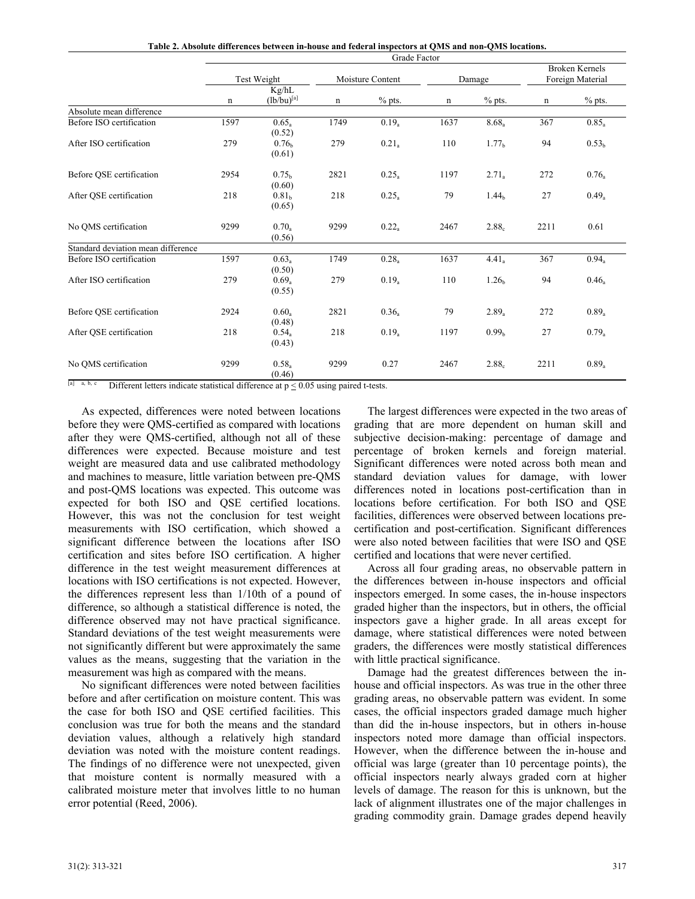**Table 2. Absolute differences between in-house and federal inspectors at QMS and non-QMS locations.**

| | Grade Factor | | | | | | | |
|---|---|---|---|---|---|---|---|---|
| | Test Weight | | Moisture Content | | Damage | | Broken Kernels Foreign Material | |
| | n | Kg/hL (lb/bu)[a] | n | % pts. | n | % pts. | n | % pts. |
| **Absolute mean difference** | | | | | | | | |
| Before ISO certification | 1597 | $0.65_a$ (0.52) | 1749 | $0.19_a$ | 1637 | $8.68_a$ | 367 | $0.85_a$ |
| After ISO certification | 279 | $0.76_b$ (0.61) | 279 | $0.21_a$ | 110 | $1.77_b$ | 94 | $0.53_b$ |
| Before QSE certification | 2954 | $0.75_b$ (0.60) | 2821 | $0.25_a$ | 1197 | $2.71_a$ | 272 | $0.76_a$ |
| After QSE certification | 218 | $0.81_b$ (0.65) | 218 | $0.25_a$ | 79 | $1.44_b$ | 27 | $0.49_a$ |
| No QMS certification | 9299 | $0.70_a$ (0.56) | 9299 | $0.22_a$ | 2467 | $2.88_c$ | 2211 | 0.61 |
| **Standard deviation mean difference** | | | | | | | | |
| Before ISO certification | 1597 | $0.63_a$ (0.50) | 1749 | $0.28_a$ | 1637 | $4.41_a$ | 367 | $0.94_a$ |
| After ISO certification | 279 | $0.69_a$ (0.55) | 279 | $0.19_a$ | 110 | $1.26_b$ | 94 | $0.46_a$ |
| Before QSE certification | 2924 | $0.60_a$ (0.48) | 2821 | $0.36_a$ | 79 | $2.89_a$ | 272 | $0.89_a$ |
| After QSE certification | 218 | $0.54_a$ (0.43) | 218 | $0.19_a$ | 1197 | $0.99_b$ | 27 | $0.79_a$ |
| No QMS certification | 9299 | $0.58_a$ (0.46) | 9299 | 0.27 | 2467 | $2.88_c$ | 2211 | $0.89_a$ |

[a] a, b, c Different letters indicate statistical difference at $p \leq 0.05$ using paired t-tests.

As expected, differences were noted between locations before they were QMS-certified as compared with locations after they were QMS-certified, although not all of these differences were expected. Because moisture and test weight are measured data and use calibrated methodology and machines to measure, little variation between pre-QMS and post-QMS locations was expected. This outcome was expected for both ISO and QSE certified locations. However, this was not the conclusion for test weight measurements with ISO certification, which showed a significant difference between the locations after ISO certification and sites before ISO certification. A higher difference in the test weight measurement differences at locations with ISO certifications is not expected. However, the differences represent less than 1/10th of a pound of difference, so although a statistical difference is noted, the difference observed may not have practical significance. Standard deviations of the test weight measurements were not significantly different but were approximately the same values as the means, suggesting that the variation in the measurement was high as compared with the means.

No significant differences were noted between facilities before and after certification on moisture content. This was the case for both ISO and QSE certified facilities. This conclusion was true for both the means and the standard deviation values, although a relatively high standard deviation was noted with the moisture content readings. The findings of no difference were not unexpected, given that moisture content is normally measured with a calibrated moisture meter that involves little to no human error potential (Reed, 2006).

The largest differences were expected in the two areas of grading that are more dependent on human skill and subjective decision-making: percentage of damage and percentage of broken kernels and foreign material. Significant differences were noted across both mean and standard deviation values for damage, with lower differences noted in locations post-certification than in locations before certification. For both ISO and QSE facilities, differences were observed between locations pre-certification and post-certification. Significant differences were also noted between facilities that were ISO and QSE certified and locations that were never certified.

Across all four grading areas, no observable pattern in the differences between in-house inspectors and official inspectors emerged. In some cases, the in-house inspectors graded higher than the inspectors, but in others, the official inspectors gave a higher grade. In all areas except for damage, where statistical differences were noted between graders, the differences were mostly statistical differences with little practical significance.

Damage had the greatest differences between the in-house and official inspectors. As was true in the other three grading areas, no observable pattern was evident. In some cases, the official inspectors graded damage much higher than did the in-house inspectors, but in others in-house inspectors noted more damage than official inspectors. However, when the difference between the in-house and official was large (greater than 10 percentage points), the official inspectors nearly always graded corn at higher levels of damage. The reason for this is unknown, but the lack of alignment illustrates one of the major challenges in grading commodity grain. Damage grades depend heavily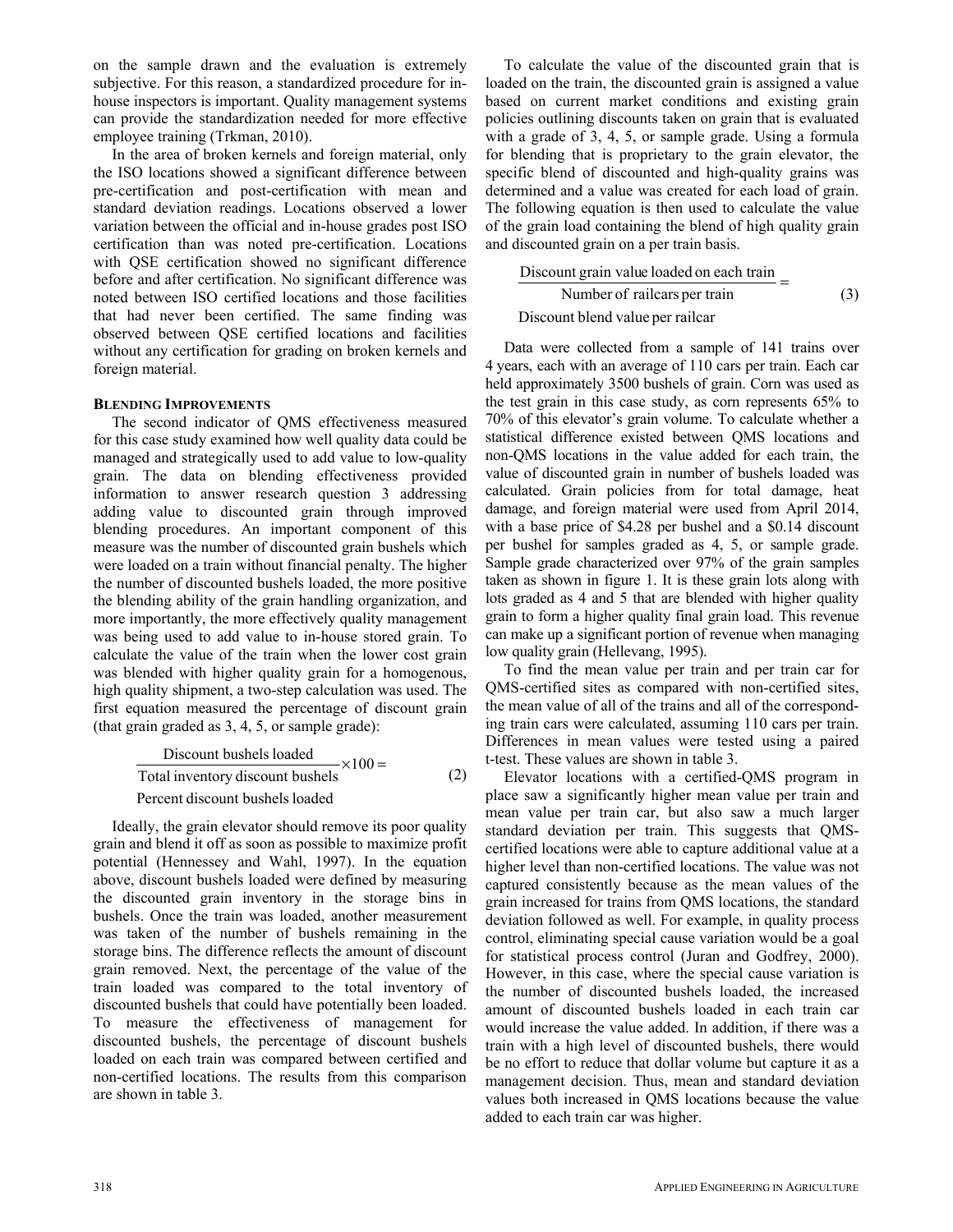on the sample drawn and the evaluation is extremely subjective. For this reason, a standardized procedure for in-house inspectors is important. Quality management systems can provide the standardization needed for more effective employee training (Trkman, 2010).

In the area of broken kernels and foreign material, only the ISO locations showed a significant difference between pre-certification and post-certification with mean and standard deviation readings. Locations observed a lower variation between the official and in-house grades post ISO certification than was noted pre-certification. Locations with QSE certification showed no significant difference before and after certification. No significant difference was noted between ISO certified locations and those facilities that had never been certified. The same finding was observed between QSE certified locations and facilities without any certification for grading on broken kernels and foreign material.

### Blending Improvements

The second indicator of QMS effectiveness measured for this case study examined how well quality data could be managed and strategically used to add value to low-quality grain. The data on blending effectiveness provided information to answer research question 3 addressing adding value to discounted grain through improved blending procedures. An important component of this measure was the number of discounted grain bushels which were loaded on a train without financial penalty. The higher the number of discounted bushels loaded, the more positive the blending ability of the grain handling organization, and more importantly, the more effectively quality management was being used to add value to in-house stored grain. To calculate the value of the train when the lower cost grain was blended with higher quality grain for a homogenous, high quality shipment, a two-step calculation was used. The first equation measured the percentage of discount grain (that grain graded as 3, 4, 5, or sample grade):

$$\frac{\text{Discount bushels loaded}}{\text{Total inventory discount bushels}} \times 100 = \text{Percent discount bushels loaded} \qquad (2)$$

Ideally, the grain elevator should remove its poor quality grain and blend it off as soon as possible to maximize profit potential (Hennessey and Wahl, 1997). In the equation above, discount bushels loaded were defined by measuring the discounted grain inventory in the storage bins in bushels. Once the train was loaded, another measurement was taken of the number of bushels remaining in the storage bins. The difference reflects the amount of discount grain removed. Next, the percentage of the value of the train loaded was compared to the total inventory of discounted bushels that could have potentially been loaded. To measure the effectiveness of management for discounted bushels, the percentage of discount bushels loaded on each train was compared between certified and non-certified locations. The results from this comparison are shown in table 3.

To calculate the value of the discounted grain that is loaded on the train, the discounted grain is assigned a value based on current market conditions and existing grain policies outlining discounts taken on grain that is evaluated with a grade of 3, 4, 5, or sample grade. Using a formula for blending that is proprietary to the grain elevator, the specific blend of discounted and high-quality grains was determined and a value was created for each load of grain. The following equation is then used to calculate the value of the grain load containing the blend of high quality grain and discounted grain on a per train basis.

$$\frac{\text{Discount grain value loaded on each train}}{\text{Number of railcars per train}} = \text{Discount blend value per railcar} \qquad (3)$$

Data were collected from a sample of 141 trains over 4 years, each with an average of 110 cars per train. Each car held approximately 3500 bushels of grain. Corn was used as the test grain in this case study, as corn represents 65% to 70% of this elevator's grain volume. To calculate whether a statistical difference existed between QMS locations and non-QMS locations in the value added for each train, the value of discounted grain in number of bushels loaded was calculated. Grain policies from for total damage, heat damage, and foreign material were used from April 2014, with a base price of \$4.28 per bushel and a \$0.14 discount per bushel for samples graded as 4, 5, or sample grade. Sample grade characterized over 97% of the grain samples taken as shown in figure 1. It is these grain lots along with lots graded as 4 and 5 that are blended with higher quality grain to form a higher quality final grain load. This revenue can make up a significant portion of revenue when managing low quality grain (Hellevang, 1995).

To find the mean value per train and per train car for QMS-certified sites as compared with non-certified sites, the mean value of all of the trains and all of the corresponding train cars were calculated, assuming 110 cars per train. Differences in mean values were tested using a paired t-test. These values are shown in table 3.

Elevator locations with a certified-QMS program in place saw a significantly higher mean value per train and mean value per train car, but also saw a much larger standard deviation per train. This suggests that QMS-certified locations were able to capture additional value at a higher level than non-certified locations. The value was not captured consistently because as the mean values of the grain increased for trains from QMS locations, the standard deviation followed as well. For example, in quality process control, eliminating special cause variation would be a goal for statistical process control (Juran and Godfrey, 2000). However, in this case, where the special cause variation is the number of discounted bushels loaded, the increased amount of discounted bushels loaded in each train car would increase the value added. In addition, if there was a train with a high level of discounted bushels, there would be no effort to reduce that dollar volume but capture it as a management decision. Thus, mean and standard deviation values both increased in QMS locations because the value added to each train car was higher.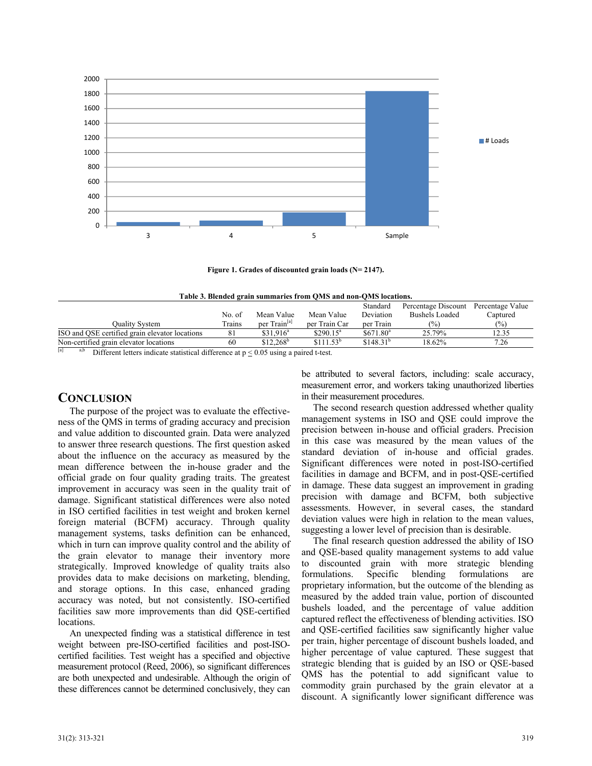Figure 1. Grades of discounted grain loads (N= 2147).

**Table 3. Blended grain summaries from QMS and non-QMS locations.**

| Quality System | No. of Trains | Mean Value per Train[a] | Mean Value per Train Car | Standard Deviation per Train | Percentage Discount Bushels Loaded (%) | Percentage Value Captured (%) |
|---|---|---|---|---|---|---|
| ISO and QSE certified grain elevator locations | 81 | $31,916[a] | $290.15[a] | $671.80[a] | 25.79% | 12.35 |
| Non-certified grain elevator locations | 60 | $12,268[b] | $111.53[b] | $148.31[b] | 18.62% | 7.26 |

[a] a,b Different letters indicate statistical difference at $p \leq 0.05$ using a paired t-test.

## Conclusion

The purpose of the project was to evaluate the effectiveness of the QMS in terms of grading accuracy and precision and value addition to discounted grain. Data were analyzed to answer three research questions. The first question asked about the influence on the accuracy as measured by the mean difference between the in-house grader and the official grade on four quality grading traits. The greatest improvement in accuracy was seen in the quality trait of damage. Significant statistical differences were also noted in ISO certified facilities in test weight and broken kernel foreign material (BCFM) accuracy. Through quality management systems, tasks definition can be enhanced, which in turn can improve quality control and the ability of the grain elevator to manage their inventory more strategically. Improved knowledge of quality traits also provides data to make decisions on marketing, blending, and storage options. In this case, enhanced grading accuracy was noted, but not consistently. ISO-certified facilities saw more improvements than did QSE-certified locations.

An unexpected finding was a statistical difference in test weight between pre-ISO-certified facilities and post-ISO-certified facilities. Test weight has a specified and objective measurement protocol (Reed, 2006), so significant differences are both unexpected and undesirable. Although the origin of these differences cannot be determined conclusively, they can be attributed to several factors, including: scale accuracy, measurement error, and workers taking unauthorized liberties in their measurement procedures.

The second research question addressed whether quality management systems in ISO and QSE could improve the precision between in-house and official graders. Precision in this case was measured by the mean values of the standard deviation of in-house and official grades. Significant differences were noted in post-ISO-certified facilities in damage and BCFM, and in post-QSE-certified in damage. These data suggest an improvement in grading precision with damage and BCFM, both subjective assessments. However, in several cases, the standard deviation values were high in relation to the mean values, suggesting a lower level of precision than is desirable.

The final research question addressed the ability of ISO and QSE-based quality management systems to add value to discounted grain with more strategic blending formulations. Specific blending formulations are proprietary information, but the outcome of the blending as measured by the added train value, portion of discounted bushels loaded, and the percentage of value addition captured reflect the effectiveness of blending activities. ISO and QSE-certified facilities saw significantly higher value per train, higher percentage of discount bushels loaded, and higher percentage of value captured. These suggest that strategic blending that is guided by an ISO or QSE-based QMS has the potential to add significant value to commodity grain purchased by the grain elevator at a discount. A significantly lower significant difference was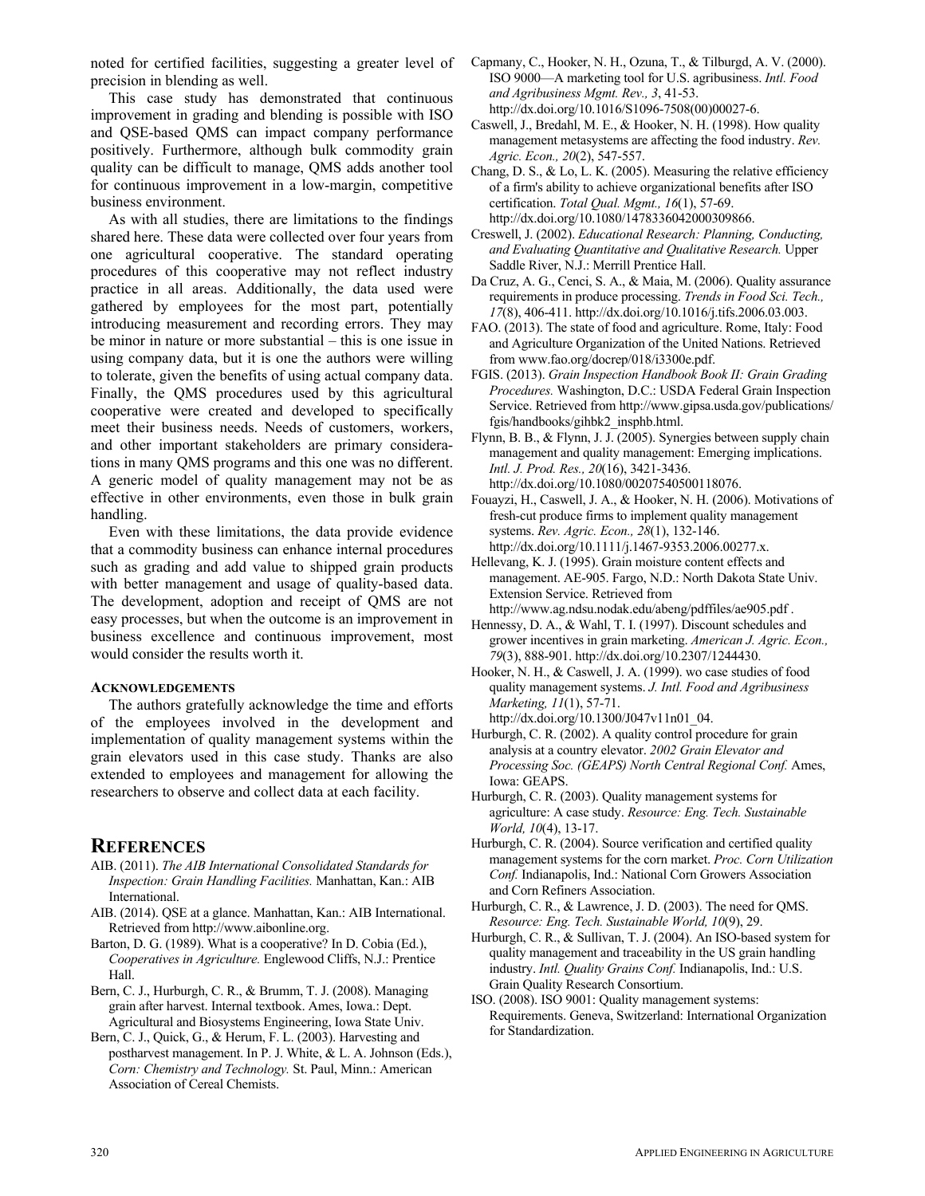noted for certified facilities, suggesting a greater level of precision in blending as well.

This case study has demonstrated that continuous improvement in grading and blending is possible with ISO and QSE-based QMS can impact company performance positively. Furthermore, although bulk commodity grain quality can be difficult to manage, QMS adds another tool for continuous improvement in a low-margin, competitive business environment.

As with all studies, there are limitations to the findings shared here. These data were collected over four years from one agricultural cooperative. The standard operating procedures of this cooperative may not reflect industry practice in all areas. Additionally, the data used were gathered by employees for the most part, potentially introducing measurement and recording errors. They may be minor in nature or more substantial – this is one issue in using company data, but it is one the authors were willing to tolerate, given the benefits of using actual company data. Finally, the QMS procedures used by this agricultural cooperative were created and developed to specifically meet their business needs. Needs of customers, workers, and other important stakeholders are primary considerations in many QMS programs and this one was no different. A generic model of quality management may not be as effective in other environments, even those in bulk grain handling.

Even with these limitations, the data provide evidence that a commodity business can enhance internal procedures such as grading and add value to shipped grain products with better management and usage of quality-based data. The development, adoption and receipt of QMS are not easy processes, but when the outcome is an improvement in business excellence and continuous improvement, most would consider the results worth it.

#### Acknowledgements

The authors gratefully acknowledge the time and efforts of the employees involved in the development and implementation of quality management systems within the grain elevators used in this case study. Thanks are also extended to employees and management for allowing the researchers to observe and collect data at each facility.

## References

AIB. (2011). *The AIB International Consolidated Standards for Inspection: Grain Handling Facilities.* Manhattan, Kan.: AIB International.

AIB. (2014). QSE at a glance. Manhattan, Kan.: AIB International. Retrieved from http://www.aibonline.org.

Barton, D. G. (1989). What is a cooperative? In D. Cobia (Ed.), *Cooperatives in Agriculture.* Englewood Cliffs, N.J.: Prentice Hall.

Bern, C. J., Hurburgh, C. R., & Brumm, T. J. (2008). Managing grain after harvest. Internal textbook. Ames, Iowa.: Dept. Agricultural and Biosystems Engineering, Iowa State Univ.

Bern, C. J., Quick, G., & Herum, F. L. (2003). Harvesting and postharvest management. In P. J. White, & L. A. Johnson (Eds.), *Corn: Chemistry and Technology.* St. Paul, Minn.: American Association of Cereal Chemists.

Capmany, C., Hooker, N. H., Ozuna, T., & Tilburgd, A. V. (2000). ISO 9000—A marketing tool for U.S. agribusiness. *Intl. Food and Agribusiness Mgmt. Rev., 3*, 41-53. http://dx.doi.org/10.1016/S1096-7508(00)00027-6.

Caswell, J., Bredahl, M. E., & Hooker, N. H. (1998). How quality management metasystems are affecting the food industry. *Rev. Agric. Econ., 20*(2), 547-557.

Chang, D. S., & Lo, L. K. (2005). Measuring the relative efficiency of a firm's ability to achieve organizational benefits after ISO certification. *Total Qual. Mgmt., 16*(1), 57-69. http://dx.doi.org/10.1080/1478336042000309866.

Creswell, J. (2002). *Educational Research: Planning, Conducting, and Evaluating Quantitative and Qualitative Research.* Upper Saddle River, N.J.: Merrill Prentice Hall.

Da Cruz, A. G., Cenci, S. A., & Maia, M. (2006). Quality assurance requirements in produce processing. *Trends in Food Sci. Tech., 17*(8), 406-411. http://dx.doi.org/10.1016/j.tifs.2006.03.003.

FAO. (2013). The state of food and agriculture. Rome, Italy: Food and Agriculture Organization of the United Nations. Retrieved from www.fao.org/docrep/018/i3300e.pdf.

FGIS. (2013). *Grain Inspection Handbook Book II: Grain Grading Procedures.* Washington, D.C.: USDA Federal Grain Inspection Service. Retrieved from http://www.gipsa.usda.gov/publications/fgis/handbooks/gihbk2_insphb.html.

Flynn, B. B., & Flynn, J. J. (2005). Synergies between supply chain management and quality management: Emerging implications. *Intl. J. Prod. Res., 20*(16), 3421-3436. http://dx.doi.org/10.1080/00207540500118076.

Fouayzi, H., Caswell, J. A., & Hooker, N. H. (2006). Motivations of fresh-cut produce firms to implement quality management systems. *Rev. Agric. Econ., 28*(1), 132-146. http://dx.doi.org/10.1111/j.1467-9353.2006.00277.x.

Hellevang, K. J. (1995). Grain moisture content effects and management. AE-905. Fargo, N.D.: North Dakota State Univ. Extension Service. Retrieved from http://www.ag.ndsu.nodak.edu/abeng/pdffiles/ae905.pdf .

Hennessy, D. A., & Wahl, T. I. (1997). Discount schedules and grower incentives in grain marketing. *American J. Agric. Econ., 79*(3), 888-901. http://dx.doi.org/10.2307/1244430.

Hooker, N. H., & Caswell, J. A. (1999). wo case studies of food quality management systems. *J. Intl. Food and Agribusiness Marketing, 11*(1), 57-71. http://dx.doi.org/10.1300/J047v11n01_04.

Hurburgh, C. R. (2002). A quality control procedure for grain analysis at a country elevator. *2002 Grain Elevator and Processing Soc. (GEAPS) North Central Regional Conf.* Ames, Iowa: GEAPS.

Hurburgh, C. R. (2003). Quality management systems for agriculture: A case study. *Resource: Eng. Tech. Sustainable World, 10*(4), 13-17.

Hurburgh, C. R. (2004). Source verification and certified quality management systems for the corn market. *Proc. Corn Utilization Conf.* Indianapolis, Ind.: National Corn Growers Association and Corn Refiners Association.

Hurburgh, C. R., & Lawrence, J. D. (2003). The need for QMS. *Resource: Eng. Tech. Sustainable World, 10*(9), 29.

Hurburgh, C. R., & Sullivan, T. J. (2004). An ISO-based system for quality management and traceability in the US grain handling industry. *Intl. Quality Grains Conf.* Indianapolis, Ind.: U.S. Grain Quality Research Consortium.

ISO. (2008). ISO 9001: Quality management systems: Requirements. Geneva, Switzerland: International Organization for Standardization.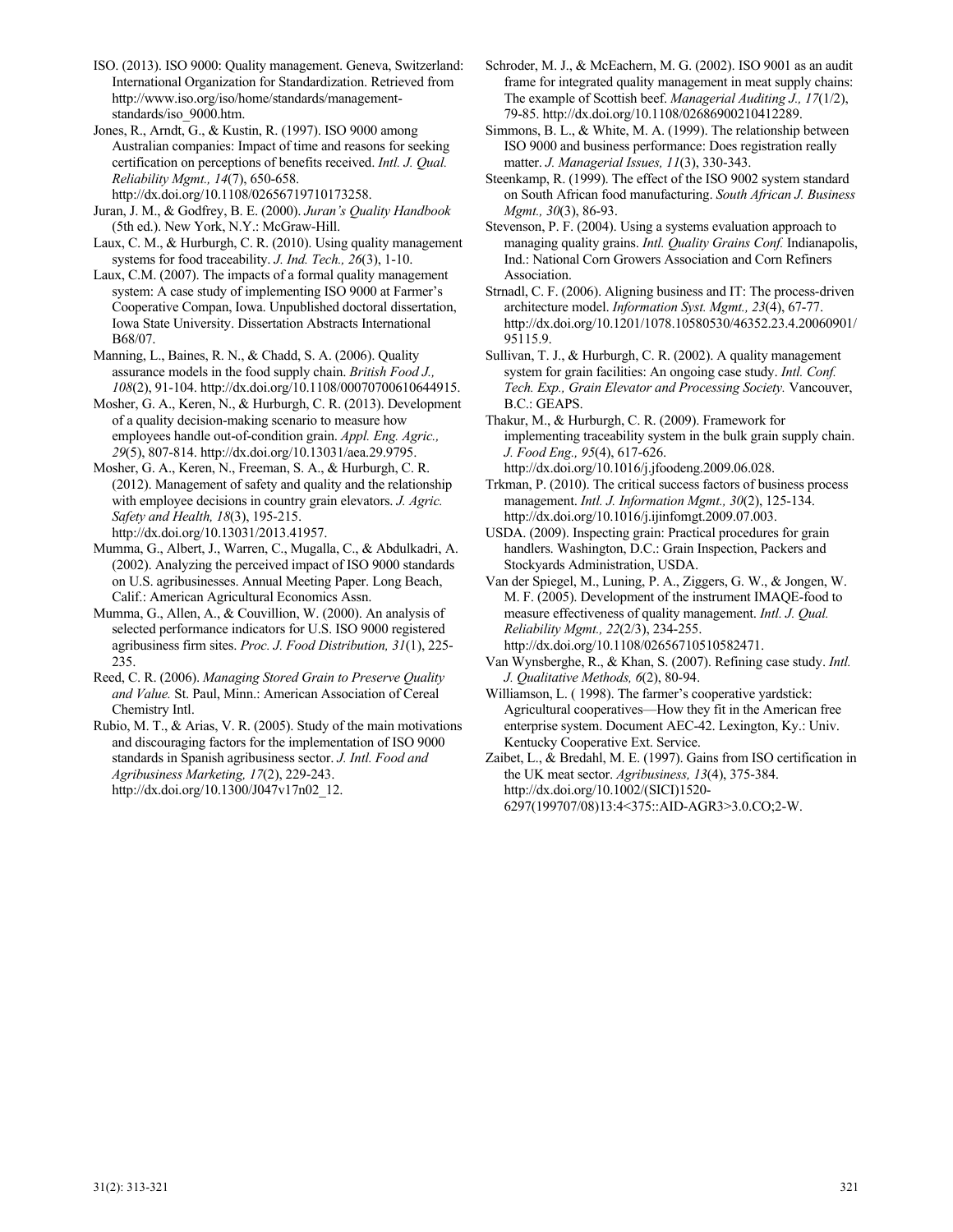ISO. (2013). ISO 9000: Quality management. Geneva, Switzerland: International Organization for Standardization. Retrieved from http://www.iso.org/iso/home/standards/management-standards/iso_9000.htm.

Jones, R., Arndt, G., & Kustin, R. (1997). ISO 9000 among Australian companies: Impact of time and reasons for seeking certification on perceptions of benefits received. *Intl. J. Qual. Reliability Mgmt., 14*(7), 650-658. http://dx.doi.org/10.1108/02656719710173258.

Juran, J. M., & Godfrey, B. E. (2000). *Juran's Quality Handbook* (5th ed.). New York, N.Y.: McGraw-Hill.

Laux, C. M., & Hurburgh, C. R. (2010). Using quality management systems for food traceability. *J. Ind. Tech., 26*(3), 1-10.

Laux, C.M. (2007). The impacts of a formal quality management system: A case study of implementing ISO 9000 at Farmer's Cooperative Compan, Iowa. Unpublished doctoral dissertation, Iowa State University. Dissertation Abstracts International B68/07.

Manning, L., Baines, R. N., & Chadd, S. A. (2006). Quality assurance models in the food supply chain. *British Food J., 108*(2), 91-104. http://dx.doi.org/10.1108/00070700610644915.

Mosher, G. A., Keren, N., & Hurburgh, C. R. (2013). Development of a quality decision-making scenario to measure how employees handle out-of-condition grain. *Appl. Eng. Agric., 29*(5), 807-814. http://dx.doi.org/10.13031/aea.29.9795.

Mosher, G. A., Keren, N., Freeman, S. A., & Hurburgh, C. R. (2012). Management of safety and quality and the relationship with employee decisions in country grain elevators. *J. Agric. Safety and Health, 18*(3), 195-215. http://dx.doi.org/10.13031/2013.41957.

Mumma, G., Albert, J., Warren, C., Mugalla, C., & Abdulkadri, A. (2002). Analyzing the perceived impact of ISO 9000 standards on U.S. agribusinesses. Annual Meeting Paper. Long Beach, Calif.: American Agricultural Economics Assn.

Mumma, G., Allen, A., & Couvillion, W. (2000). An analysis of selected performance indicators for U.S. ISO 9000 registered agribusiness firm sites. *Proc. J. Food Distribution, 31*(1), 225-235.

Reed, C. R. (2006). *Managing Stored Grain to Preserve Quality and Value.* St. Paul, Minn.: American Association of Cereal Chemistry Intl.

Rubio, M. T., & Arias, V. R. (2005). Study of the main motivations and discouraging factors for the implementation of ISO 9000 standards in Spanish agribusiness sector. *J. Intl. Food and Agribusiness Marketing, 17*(2), 229-243. http://dx.doi.org/10.1300/J047v17n02_12.

Schroder, M. J., & McEachern, M. G. (2002). ISO 9001 as an audit frame for integrated quality management in meat supply chains: The example of Scottish beef. *Managerial Auditing J., 17*(1/2), 79-85. http://dx.doi.org/10.1108/02686900210412289.

Simmons, B. L., & White, M. A. (1999). The relationship between ISO 9000 and business performance: Does registration really matter. *J. Managerial Issues, 11*(3), 330-343.

Steenkamp, R. (1999). The effect of the ISO 9002 system standard on South African food manufacturing. *South African J. Business Mgmt., 30*(3), 86-93.

Stevenson, P. F. (2004). Using a systems evaluation approach to managing quality grains. *Intl. Quality Grains Conf.* Indianapolis, Ind.: National Corn Growers Association and Corn Refiners Association.

Strnadl, C. F. (2006). Aligning business and IT: The process-driven architecture model. *Information Syst. Mgmt., 23*(4), 67-77. http://dx.doi.org/10.1201/1078.10580530/46352.23.4.20060901/95115.9.

Sullivan, T. J., & Hurburgh, C. R. (2002). A quality management system for grain facilities: An ongoing case study. *Intl. Conf. Tech. Exp., Grain Elevator and Processing Society.* Vancouver, B.C.: GEAPS.

Thakur, M., & Hurburgh, C. R. (2009). Framework for implementing traceability system in the bulk grain supply chain. *J. Food Eng., 95*(4), 617-626. http://dx.doi.org/10.1016/j.jfoodeng.2009.06.028.

Trkman, P. (2010). The critical success factors of business process management. *Intl. J. Information Mgmt., 30*(2), 125-134. http://dx.doi.org/10.1016/j.ijinfomgt.2009.07.003.

USDA. (2009). Inspecting grain: Practical procedures for grain handlers. Washington, D.C.: Grain Inspection, Packers and Stockyards Administration, USDA.

Van der Spiegel, M., Luning, P. A., Ziggers, G. W., & Jongen, W. M. F. (2005). Development of the instrument IMAQE-food to measure effectiveness of quality management. *Intl. J. Qual. Reliability Mgmt., 22*(2/3), 234-255. http://dx.doi.org/10.1108/02656710510582471.

Van Wynsberghe, R., & Khan, S. (2007). Refining case study. *Intl. J. Qualitative Methods, 6*(2), 80-94.

Williamson, L. ( 1998). The farmer's cooperative yardstick: Agricultural cooperatives—How they fit in the American free enterprise system. Document AEC-42. Lexington, Ky.: Univ. Kentucky Cooperative Ext. Service.

Zaibet, L., & Bredahl, M. E. (1997). Gains from ISO certification in the UK meat sector. *Agribusiness, 13*(4), 375-384. http://dx.doi.org/10.1002/(SICI)1520-6297(199707/08)13:4<375::AID-AGR3>3.0.CO;2-W.